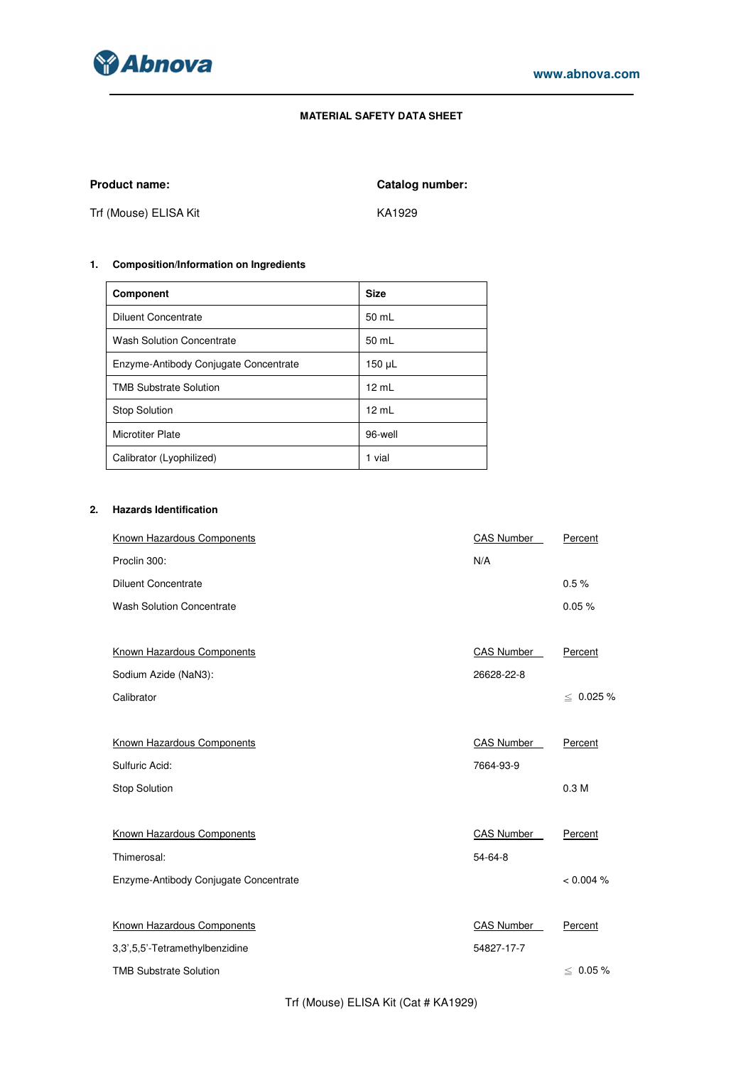**MATERIAL SAFETY DATA SHEET**

**Product name:** Trf (Mouse) ELISA Kit

**Catalog number:** KA1929

## 1. Composition/Information on Ingredients

| Component | Size |
|---|---|
| Diluent Concentrate | 50 mL |
| Wash Solution Concentrate | 50 mL |
| Enzyme-Antibody Conjugate Concentrate | 150 μL |
| TMB Substrate Solution | 12 mL |
| Stop Solution | 12 mL |
| Microtiter Plate | 96-well |
| Calibrator (Lyophilized) | 1 vial |

## 2. Hazards Identification

| Known Hazardous Components | CAS Number | Percent |
|---|---|---|
| Proclin 300: | N/A | |
| Diluent Concentrate | | 0.5 % |
| Wash Solution Concentrate | | 0.05 % |

| Known Hazardous Components | CAS Number | Percent |
|---|---|---|
| Sodium Azide ($NaN_3$): | 26628-22-8 | |
| Calibrator | | ≦ 0.025 % |

| Known Hazardous Components | CAS Number | Percent |
|---|---|---|
| Sulfuric Acid: | 7664-93-9 | |
| Stop Solution | | 0.3 M |

| Known Hazardous Components | CAS Number | Percent |
|---|---|---|
| Thimerosal: | 54-64-8 | |
| Enzyme-Antibody Conjugate Concentrate | | < 0.004 % |

| Known Hazardous Components | CAS Number | Percent |
|---|---|---|
| 3,3',5,5'-Tetramethylbenzidine | 54827-17-7 | |
| TMB Substrate Solution | | ≦ 0.05 % |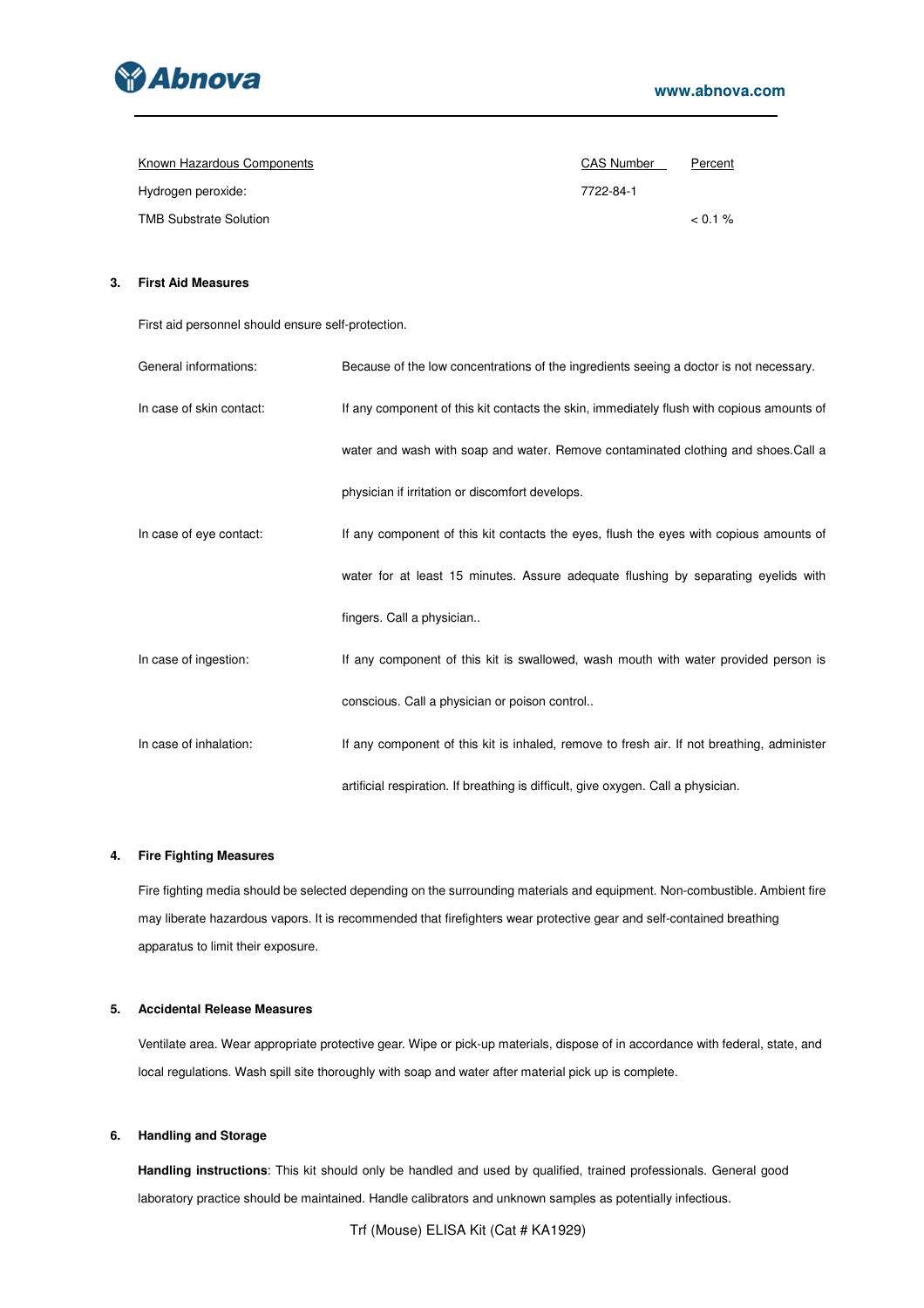| Known Hazardous Components | CAS Number | Percent |
|---|---|---|
| Hydrogen peroxide: | 7722-84-1 | |
| TMB Substrate Solution | | < 0.1 % |

## 3. First Aid Measures

First aid personnel should ensure self-protection.

| | |
|---|---|
| General informations: | Because of the low concentrations of the ingredients seeing a doctor is not necessary. |
| In case of skin contact: | If any component of this kit contacts the skin, immediately flush with copious amounts of water and wash with soap and water. Remove contaminated clothing and shoes.Call a physician if irritation or discomfort develops. |
| In case of eye contact: | If any component of this kit contacts the eyes, flush the eyes with copious amounts of water for at least 15 minutes. Assure adequate flushing by separating eyelids with fingers. Call a physician.. |
| In case of ingestion: | If any component of this kit is swallowed, wash mouth with water provided person is conscious. Call a physician or poison control.. |
| In case of inhalation: | If any component of this kit is inhaled, remove to fresh air. If not breathing, administer artificial respiration. If breathing is difficult, give oxygen. Call a physician. |

## 4. Fire Fighting Measures

Fire fighting media should be selected depending on the surrounding materials and equipment. Non-combustible. Ambient fire may liberate hazardous vapors. It is recommended that firefighters wear protective gear and self-contained breathing apparatus to limit their exposure.

## 5. Accidental Release Measures

Ventilate area. Wear appropriate protective gear. Wipe or pick-up materials, dispose of in accordance with federal, state, and local regulations. Wash spill site thoroughly with soap and water after material pick up is complete.

## 6. Handling and Storage

**Handling instructions**: This kit should only be handled and used by qualified, trained professionals. General good laboratory practice should be maintained. Handle calibrators and unknown samples as potentially infectious.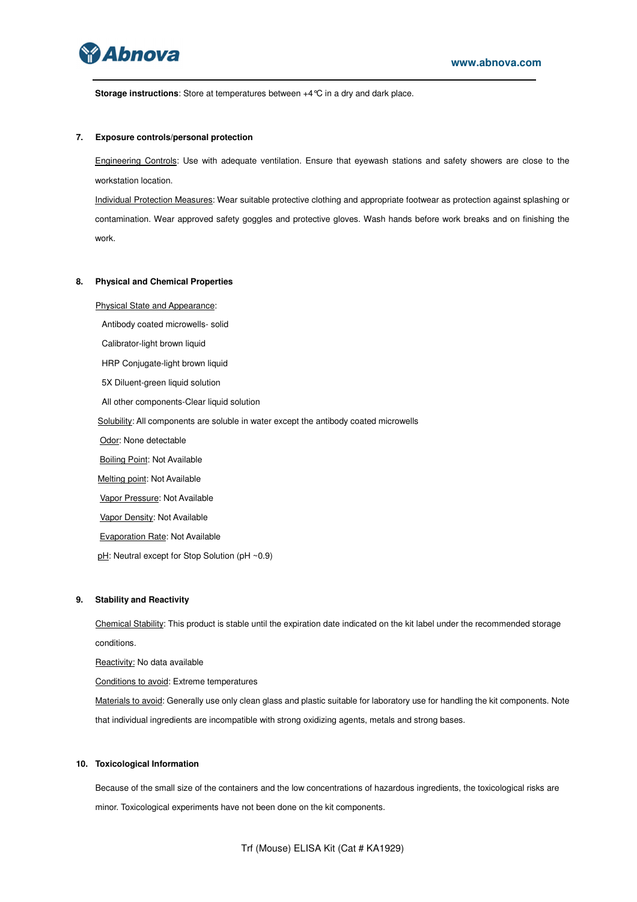**Storage instructions**: Store at temperatures between +4℃ in a dry and dark place.

## 7. Exposure controls/personal protection

Engineering Controls: Use with adequate ventilation. Ensure that eyewash stations and safety showers are close to the workstation location.

Individual Protection Measures: Wear suitable protective clothing and appropriate footwear as protection against splashing or contamination. Wear approved safety goggles and protective gloves. Wash hands before work breaks and on finishing the work.

## 8. Physical and Chemical Properties

Physical State and Appearance:

Antibody coated microwells- solid

Calibrator-light brown liquid

HRP Conjugate-light brown liquid

5X Diluent-green liquid solution

All other components-Clear liquid solution

Solubility: All components are soluble in water except the antibody coated microwells

Odor: None detectable

Boiling Point: Not Available

Melting point: Not Available

Vapor Pressure: Not Available

Vapor Density: Not Available

Evaporation Rate: Not Available

pH: Neutral except for Stop Solution (pH ~0.9)

## 9. Stability and Reactivity

Chemical Stability: This product is stable until the expiration date indicated on the kit label under the recommended storage conditions.

Reactivity: No data available

Conditions to avoid: Extreme temperatures

Materials to avoid: Generally use only clean glass and plastic suitable for laboratory use for handling the kit components. Note that individual ingredients are incompatible with strong oxidizing agents, metals and strong bases.

## 10. Toxicological Information

Because of the small size of the containers and the low concentrations of hazardous ingredients, the toxicological risks are minor. Toxicological experiments have not been done on the kit components.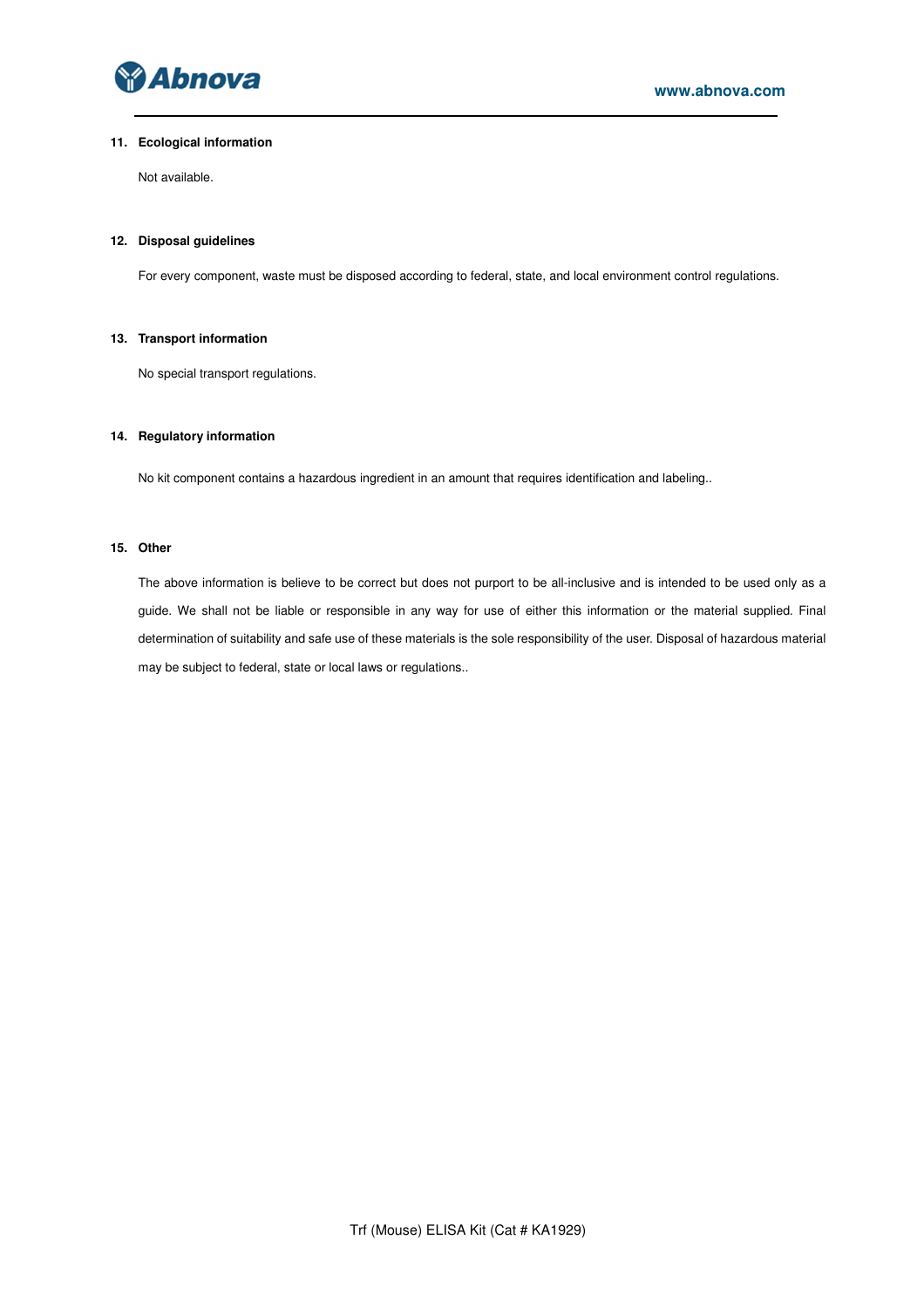## 11. Ecological information

Not available.

## 12. Disposal guidelines

For every component, waste must be disposed according to federal, state, and local environment control regulations.

## 13. Transport information

No special transport regulations.

## 14. Regulatory information

No kit component contains a hazardous ingredient in an amount that requires identification and labeling..

## 15. Other

The above information is believe to be correct but does not purport to be all-inclusive and is intended to be used only as a guide. We shall not be liable or responsible in any way for use of either this information or the material supplied. Final determination of suitability and safe use of these materials is the sole responsibility of the user. Disposal of hazardous material may be subject to federal, state or local laws or regulations..